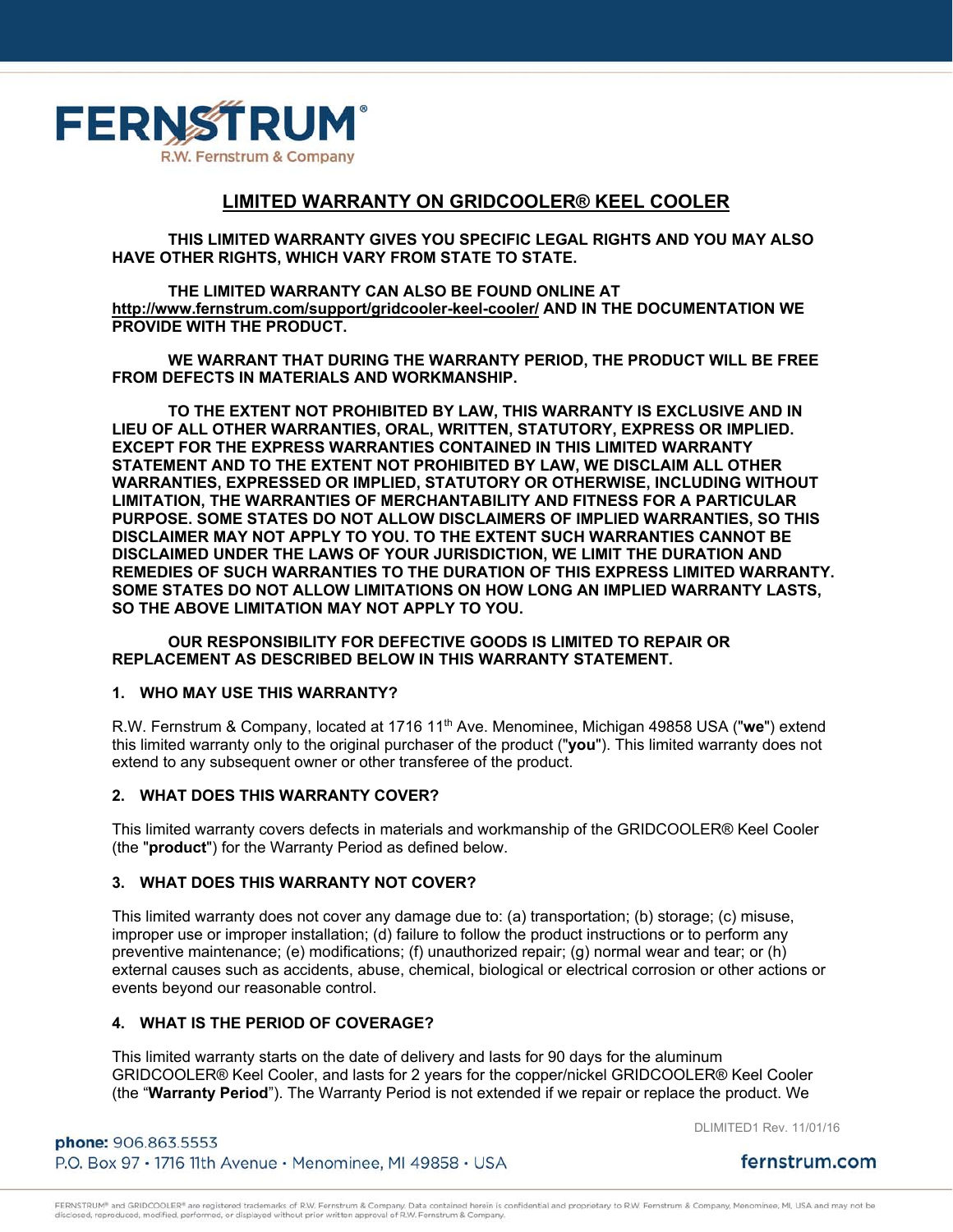# LIMITED WARRANTY ON GRIDCOOLER® KEEL COOLER

**THIS LIMITED WARRANTY GIVES YOU SPECIFIC LEGAL RIGHTS AND YOU MAY ALSO HAVE OTHER RIGHTS, WHICH VARY FROM STATE TO STATE.**

**THE LIMITED WARRANTY CAN ALSO BE FOUND ONLINE AT http://www.fernstrum.com/support/gridcooler-keel-cooler/ AND IN THE DOCUMENTATION WE PROVIDE WITH THE PRODUCT.**

**WE WARRANT THAT DURING THE WARRANTY PERIOD, THE PRODUCT WILL BE FREE FROM DEFECTS IN MATERIALS AND WORKMANSHIP.**

**TO THE EXTENT NOT PROHIBITED BY LAW, THIS WARRANTY IS EXCLUSIVE AND IN LIEU OF ALL OTHER WARRANTIES, ORAL, WRITTEN, STATUTORY, EXPRESS OR IMPLIED. EXCEPT FOR THE EXPRESS WARRANTIES CONTAINED IN THIS LIMITED WARRANTY STATEMENT AND TO THE EXTENT NOT PROHIBITED BY LAW, WE DISCLAIM ALL OTHER WARRANTIES, EXPRESSED OR IMPLIED, STATUTORY OR OTHERWISE, INCLUDING WITHOUT LIMITATION, THE WARRANTIES OF MERCHANTABILITY AND FITNESS FOR A PARTICULAR PURPOSE. SOME STATES DO NOT ALLOW DISCLAIMERS OF IMPLIED WARRANTIES, SO THIS DISCLAIMER MAY NOT APPLY TO YOU. TO THE EXTENT SUCH WARRANTIES CANNOT BE DISCLAIMED UNDER THE LAWS OF YOUR JURISDICTION, WE LIMIT THE DURATION AND REMEDIES OF SUCH WARRANTIES TO THE DURATION OF THIS EXPRESS LIMITED WARRANTY. SOME STATES DO NOT ALLOW LIMITATIONS ON HOW LONG AN IMPLIED WARRANTY LASTS, SO THE ABOVE LIMITATION MAY NOT APPLY TO YOU.**

**OUR RESPONSIBILITY FOR DEFECTIVE GOODS IS LIMITED TO REPAIR OR REPLACEMENT AS DESCRIBED BELOW IN THIS WARRANTY STATEMENT.**

## 1. WHO MAY USE THIS WARRANTY?

R.W. Fernstrum & Company, located at 1716 11th Ave. Menominee, Michigan 49858 USA ("**we**") extend this limited warranty only to the original purchaser of the product ("**you**"). This limited warranty does not extend to any subsequent owner or other transferee of the product.

## 2. WHAT DOES THIS WARRANTY COVER?

This limited warranty covers defects in materials and workmanship of the GRIDCOOLER® Keel Cooler (the "**product**") for the Warranty Period as defined below.

## 3. WHAT DOES THIS WARRANTY NOT COVER?

This limited warranty does not cover any damage due to: (a) transportation; (b) storage; (c) misuse, improper use or improper installation; (d) failure to follow the product instructions or to perform any preventive maintenance; (e) modifications; (f) unauthorized repair; (g) normal wear and tear; or (h) external causes such as accidents, abuse, chemical, biological or electrical corrosion or other actions or events beyond our reasonable control.

## 4. WHAT IS THE PERIOD OF COVERAGE?

This limited warranty starts on the date of delivery and lasts for 90 days for the aluminum GRIDCOOLER® Keel Cooler, and lasts for 2 years for the copper/nickel GRIDCOOLER® Keel Cooler (the "**Warranty Period**"). The Warranty Period is not extended if we repair or replace the product. We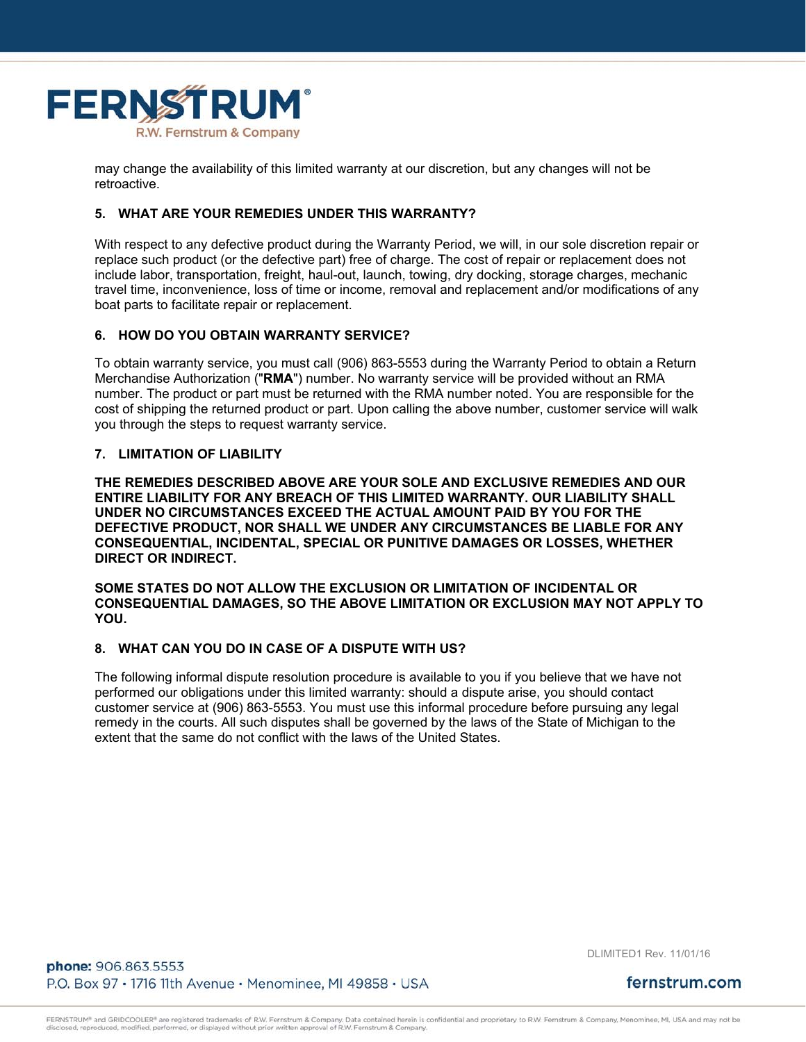may change the availability of this limited warranty at our discretion, but any changes will not be retroactive.

### 5. WHAT ARE YOUR REMEDIES UNDER THIS WARRANTY?

With respect to any defective product during the Warranty Period, we will, in our sole discretion repair or replace such product (or the defective part) free of charge. The cost of repair or replacement does not include labor, transportation, freight, haul-out, launch, towing, dry docking, storage charges, mechanic travel time, inconvenience, loss of time or income, removal and replacement and/or modifications of any boat parts to facilitate repair or replacement.

### 6. HOW DO YOU OBTAIN WARRANTY SERVICE?

To obtain warranty service, you must call (906) 863-5553 during the Warranty Period to obtain a Return Merchandise Authorization ("**RMA**") number. No warranty service will be provided without an RMA number. The product or part must be returned with the RMA number noted. You are responsible for the cost of shipping the returned product or part. Upon calling the above number, customer service will walk you through the steps to request warranty service.

### 7. LIMITATION OF LIABILITY

**THE REMEDIES DESCRIBED ABOVE ARE YOUR SOLE AND EXCLUSIVE REMEDIES AND OUR ENTIRE LIABILITY FOR ANY BREACH OF THIS LIMITED WARRANTY. OUR LIABILITY SHALL UNDER NO CIRCUMSTANCES EXCEED THE ACTUAL AMOUNT PAID BY YOU FOR THE DEFECTIVE PRODUCT, NOR SHALL WE UNDER ANY CIRCUMSTANCES BE LIABLE FOR ANY CONSEQUENTIAL, INCIDENTAL, SPECIAL OR PUNITIVE DAMAGES OR LOSSES, WHETHER DIRECT OR INDIRECT.**

**SOME STATES DO NOT ALLOW THE EXCLUSION OR LIMITATION OF INCIDENTAL OR CONSEQUENTIAL DAMAGES, SO THE ABOVE LIMITATION OR EXCLUSION MAY NOT APPLY TO YOU.**

### 8. WHAT CAN YOU DO IN CASE OF A DISPUTE WITH US?

The following informal dispute resolution procedure is available to you if you believe that we have not performed our obligations under this limited warranty: should a dispute arise, you should contact customer service at (906) 863-5553. You must use this informal procedure before pursuing any legal remedy in the courts. All such disputes shall be governed by the laws of the State of Michigan to the extent that the same do not conflict with the laws of the United States.

DLIMITED1 Rev. 11/01/16